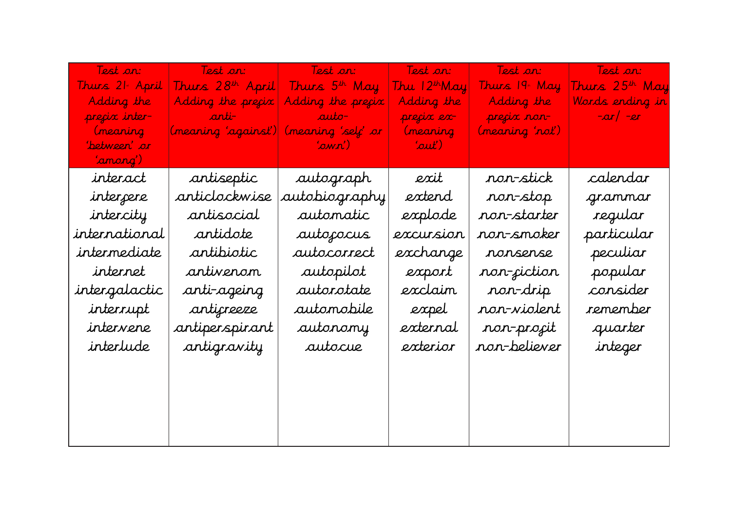| Test on: Thurs 21st April Adding the prefix inter- (meaning 'between' or 'among') | Test on: Thurs 28th April Adding the prefix anti- (meaning 'against') | Test on: Thurs 5th May Adding the prefix auto- (meaning 'self' or 'own') | Test on: Thu 12th May Adding the prefix ex- (meaning 'out') | Test on: Thurs 19th May Adding the prefix non- (meaning 'not') | Test on: Thurs 25th May Words ending in -ar/ -er |
|---|---|---|---|---|---|
| interact | antiseptic | autograph | exit | non-stick | calendar |
| interfere | anticlockwise | autobiography | extend | non-stop | grammar |
| intercity | antisocial | automatic | explode | non-starter | regular |
| international | antidote | autofocus | excursion | non-smoker | particular |
| intermediate | antibiotic | autocorrect | exchange | nonsense | peculiar |
| internet | antivenom | autopilot | export | non-fiction | popular |
| intergalactic | anti-ageing | autorotate | exclaim | non-drip | consider |
| interrupt | antifreeze | automobile | expel | non-violent | remember |
| intervene | antiperspirant | autonomy | external | non-profit | quarter |
| interlude | antigravity | autocue | exterior | non-believer | integer |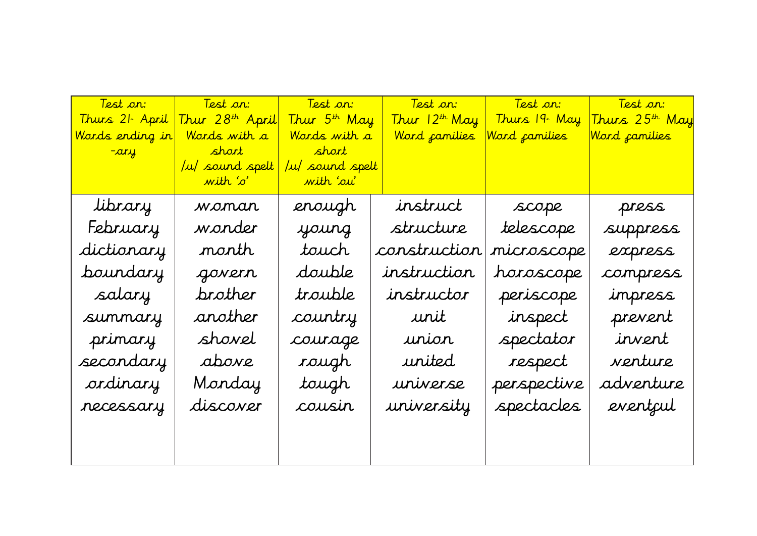| Test on: Thurs 21st April Words ending in -ary | Test on: Thur 28th April Words with a short /u/ sound spelt with 'o' | Test on: Thur 5th May Words with a short /u/ sound spelt with 'ou' | Test on: Thur 12th May Word families | Test on: Thurs 19th May Word families | Test on: Thurs 25th May Word families |
|---|---|---|---|---|---|
| library | woman | enough | instruct | scope | press |
| February | wonder | young | structure | telescope | suppress |
| dictionary | month | touch | construction | microscope | express |
| boundary | govern | double | instruction | horoscope | compress |
| salary | brother | trouble | instructor | periscope | impress |
| summary | another | country | unit | inspect | prevent |
| primary | shovel | courage | union | spectator | invent |
| secondary | above | rough | united | respect | venture |
| ordinary | Monday | tough | universe | perspective | adventure |
| necessary | discover | cousin | university | spectacles | eventful |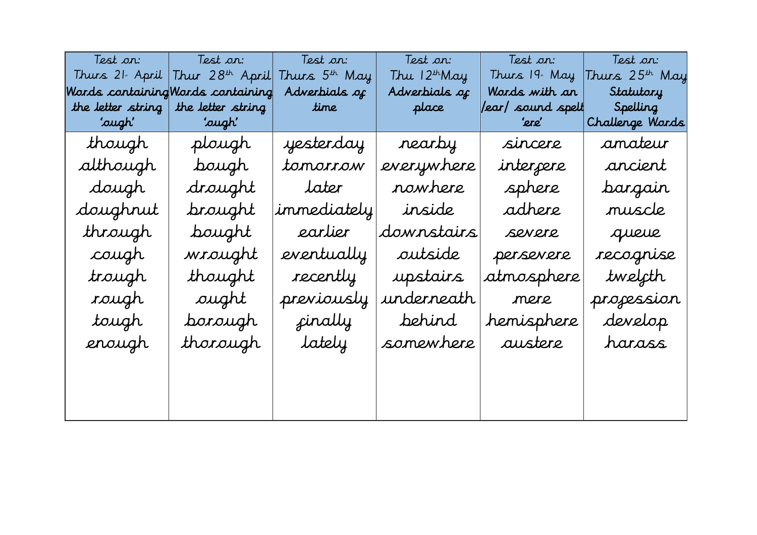| Test on: Thurs 21st April **Words containing the letter string 'ough'** | Test on: Thur 28th April **Words containing the letter string 'ough'** | Test on: Thurs 5th May **Adverbials of time** | Test on: Thu 12th May **Adverbials of place** | Test on: Thurs 19th May **Words with an /ear/ sound spelt 'ere'** | Test on: Thurs 25th May **Statutory Spelling Challenge Words** |
|---|---|---|---|---|---|
| though | plough | yesterday | nearby | sincere | amateur |
| although | bough | tomorrow | everywhere | interfere | ancient |
| dough | drought | later | nowhere | sphere | bargain |
| doughnut | brought | immediately | inside | adhere | muscle |
| through | bought | earlier | downstairs | severe | queue |
| cough | wrought | eventually | outside | persevere | recognise |
| trough | thought | recently | upstairs | atmosphere | twelfth |
| rough | ought | previously | underneath | mere | profession |
| tough | borough | finally | behind | hemisphere | develop |
| enough | thorough | lately | somewhere | austere | harass |